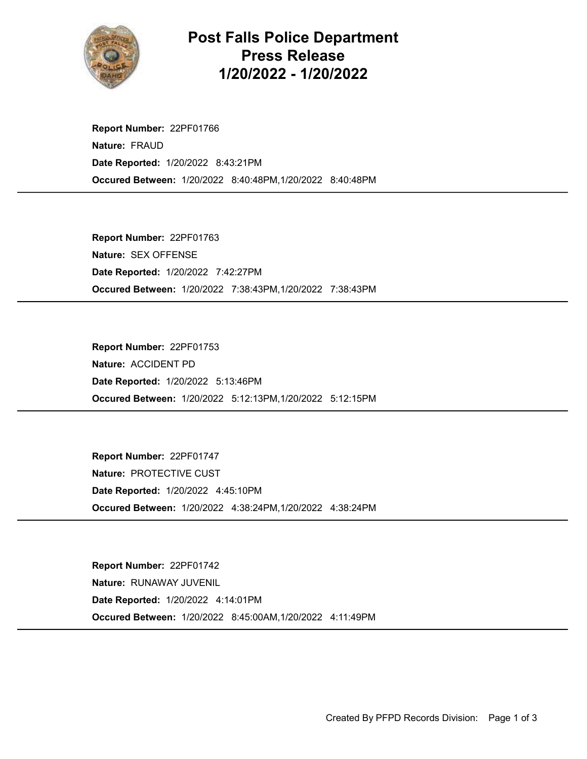# Post Falls Police Department
## Press Release
## 1/20/2022 - 1/20/2022

**Report Number:** 22PF01766
**Nature:** FRAUD
**Date Reported:** 1/20/2022 8:43:21PM
**Occured Between:** 1/20/2022 8:40:48PM,1/20/2022 8:40:48PM

---

**Report Number:** 22PF01763
**Nature:** SEX OFFENSE
**Date Reported:** 1/20/2022 7:42:27PM
**Occured Between:** 1/20/2022 7:38:43PM,1/20/2022 7:38:43PM

---

**Report Number:** 22PF01753
**Nature:** ACCIDENT PD
**Date Reported:** 1/20/2022 5:13:46PM
**Occured Between:** 1/20/2022 5:12:13PM,1/20/2022 5:12:15PM

---

**Report Number:** 22PF01747
**Nature:** PROTECTIVE CUST
**Date Reported:** 1/20/2022 4:45:10PM
**Occured Between:** 1/20/2022 4:38:24PM,1/20/2022 4:38:24PM

---

**Report Number:** 22PF01742
**Nature:** RUNAWAY JUVENIL
**Date Reported:** 1/20/2022 4:14:01PM
**Occured Between:** 1/20/2022 8:45:00AM,1/20/2022 4:11:49PM

---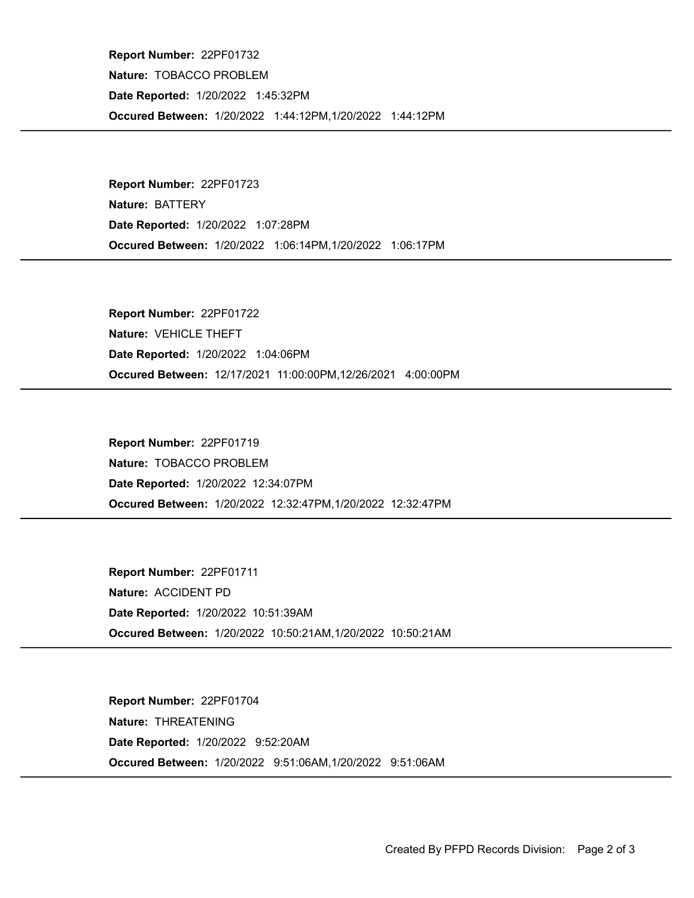**Report Number:** 22PF01732

**Nature:** TOBACCO PROBLEM

**Date Reported:** 1/20/2022 1:45:32PM

**Occured Between:** 1/20/2022 1:44:12PM,1/20/2022 1:44:12PM

---

**Report Number:** 22PF01723

**Nature:** BATTERY

**Date Reported:** 1/20/2022 1:07:28PM

**Occured Between:** 1/20/2022 1:06:14PM,1/20/2022 1:06:17PM

---

**Report Number:** 22PF01722

**Nature:** VEHICLE THEFT

**Date Reported:** 1/20/2022 1:04:06PM

**Occured Between:** 12/17/2021 11:00:00PM,12/26/2021 4:00:00PM

---

**Report Number:** 22PF01719

**Nature:** TOBACCO PROBLEM

**Date Reported:** 1/20/2022 12:34:07PM

**Occured Between:** 1/20/2022 12:32:47PM,1/20/2022 12:32:47PM

---

**Report Number:** 22PF01711

**Nature:** ACCIDENT PD

**Date Reported:** 1/20/2022 10:51:39AM

**Occured Between:** 1/20/2022 10:50:21AM,1/20/2022 10:50:21AM

---

**Report Number:** 22PF01704

**Nature:** THREATENING

**Date Reported:** 1/20/2022 9:52:20AM

**Occured Between:** 1/20/2022 9:51:06AM,1/20/2022 9:51:06AM

---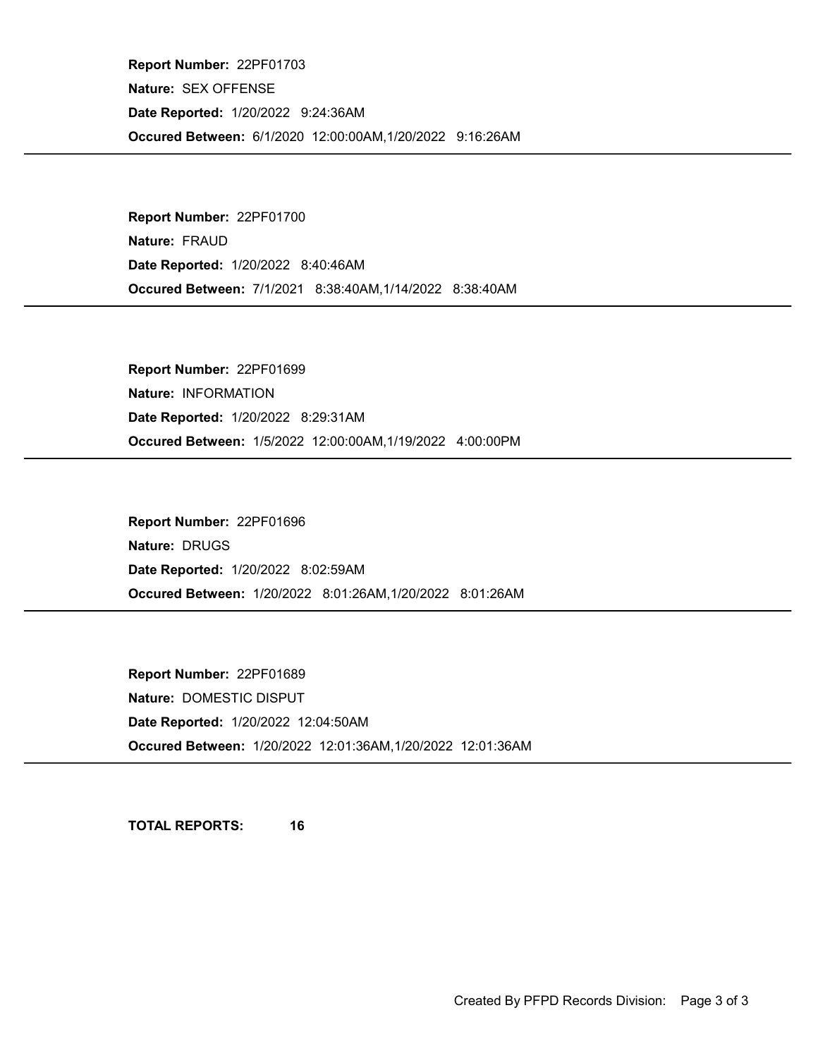**Report Number:** 22PF01703

**Nature:** SEX OFFENSE

**Date Reported:** 1/20/2022 9:24:36AM

**Occured Between:** 6/1/2020 12:00:00AM,1/20/2022 9:16:26AM

---

**Report Number:** 22PF01700

**Nature:** FRAUD

**Date Reported:** 1/20/2022 8:40:46AM

**Occured Between:** 7/1/2021 8:38:40AM,1/14/2022 8:38:40AM

---

**Report Number:** 22PF01699

**Nature:** INFORMATION

**Date Reported:** 1/20/2022 8:29:31AM

**Occured Between:** 1/5/2022 12:00:00AM,1/19/2022 4:00:00PM

---

**Report Number:** 22PF01696

**Nature:** DRUGS

**Date Reported:** 1/20/2022 8:02:59AM

**Occured Between:** 1/20/2022 8:01:26AM,1/20/2022 8:01:26AM

---

**Report Number:** 22PF01689

**Nature:** DOMESTIC DISPUT

**Date Reported:** 1/20/2022 12:04:50AM

**Occured Between:** 1/20/2022 12:01:36AM,1/20/2022 12:01:36AM

---

**TOTAL REPORTS:** **16**

Created By PFPD Records Division: